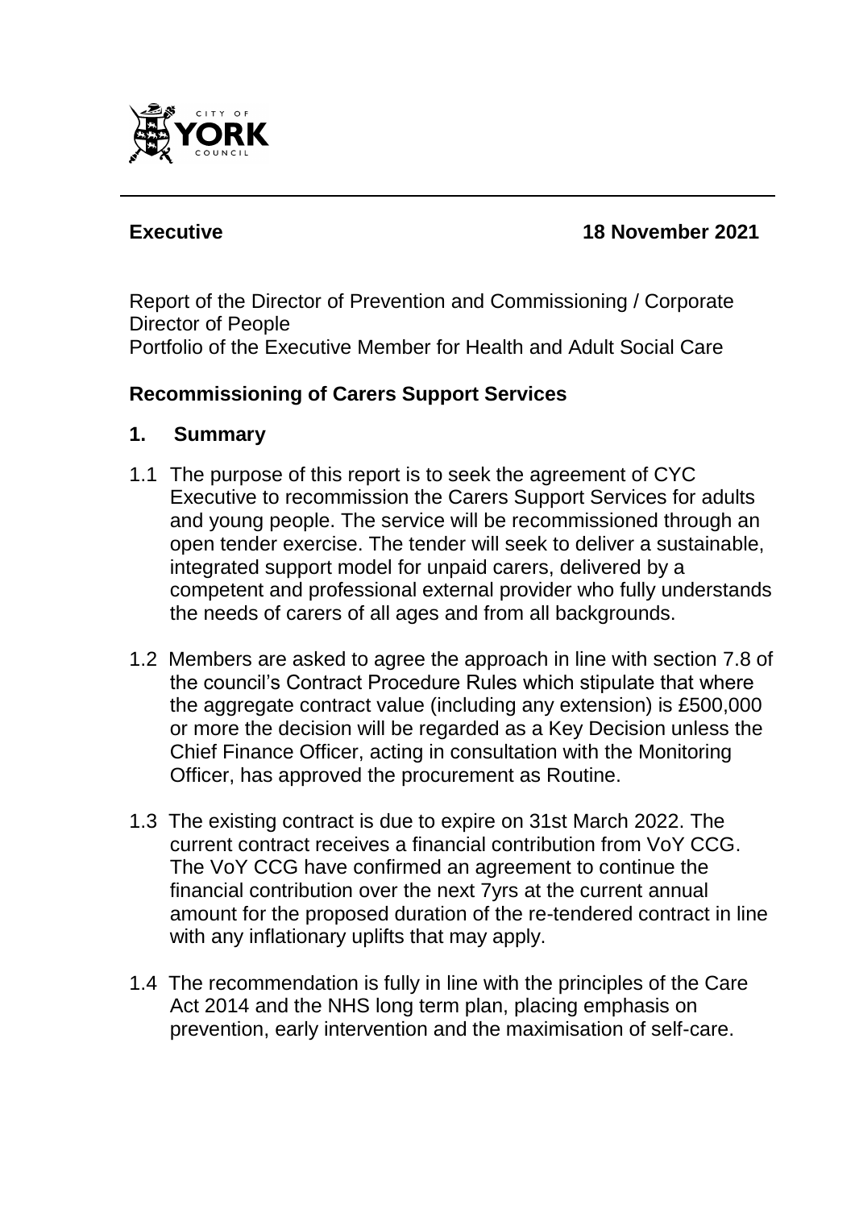**Executive 18 November 2021**

Report of the Director of Prevention and Commissioning / Corporate Director of People
Portfolio of the Executive Member for Health and Adult Social Care

## Recommissioning of Carers Support Services

### 1. Summary

1.1 The purpose of this report is to seek the agreement of CYC Executive to recommission the Carers Support Services for adults and young people. The service will be recommissioned through an open tender exercise. The tender will seek to deliver a sustainable, integrated support model for unpaid carers, delivered by a competent and professional external provider who fully understands the needs of carers of all ages and from all backgrounds.

1.2 Members are asked to agree the approach in line with section 7.8 of the council's Contract Procedure Rules which stipulate that where the aggregate contract value (including any extension) is £500,000 or more the decision will be regarded as a Key Decision unless the Chief Finance Officer, acting in consultation with the Monitoring Officer, has approved the procurement as Routine.

1.3 The existing contract is due to expire on 31st March 2022. The current contract receives a financial contribution from VoY CCG. The VoY CCG have confirmed an agreement to continue the financial contribution over the next 7yrs at the current annual amount for the proposed duration of the re-tendered contract in line with any inflationary uplifts that may apply.

1.4 The recommendation is fully in line with the principles of the Care Act 2014 and the NHS long term plan, placing emphasis on prevention, early intervention and the maximisation of self-care.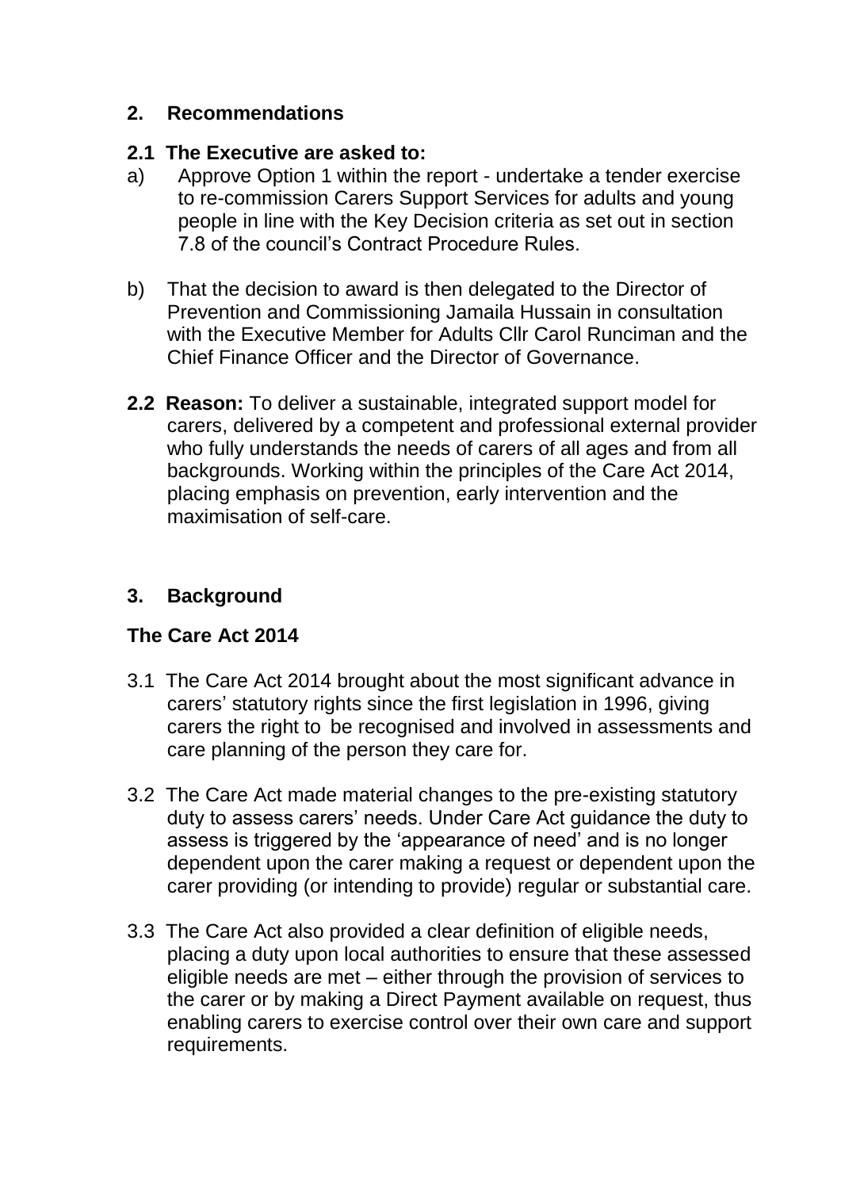## 2. Recommendations

### 2.1 The Executive are asked to:

a) Approve Option 1 within the report - undertake a tender exercise to re-commission Carers Support Services for adults and young people in line with the Key Decision criteria as set out in section 7.8 of the council's Contract Procedure Rules.

b) That the decision to award is then delegated to the Director of Prevention and Commissioning Jamaila Hussain in consultation with the Executive Member for Adults Cllr Carol Runciman and the Chief Finance Officer and the Director of Governance.

**2.2 Reason:** To deliver a sustainable, integrated support model for carers, delivered by a competent and professional external provider who fully understands the needs of carers of all ages and from all backgrounds. Working within the principles of the Care Act 2014, placing emphasis on prevention, early intervention and the maximisation of self-care.

## 3. Background

### The Care Act 2014

3.1 The Care Act 2014 brought about the most significant advance in carers' statutory rights since the first legislation in 1996, giving carers the right to be recognised and involved in assessments and care planning of the person they care for.

3.2 The Care Act made material changes to the pre-existing statutory duty to assess carers' needs. Under Care Act guidance the duty to assess is triggered by the 'appearance of need' and is no longer dependent upon the carer making a request or dependent upon the carer providing (or intending to provide) regular or substantial care.

3.3 The Care Act also provided a clear definition of eligible needs, placing a duty upon local authorities to ensure that these assessed eligible needs are met – either through the provision of services to the carer or by making a Direct Payment available on request, thus enabling carers to exercise control over their own care and support requirements.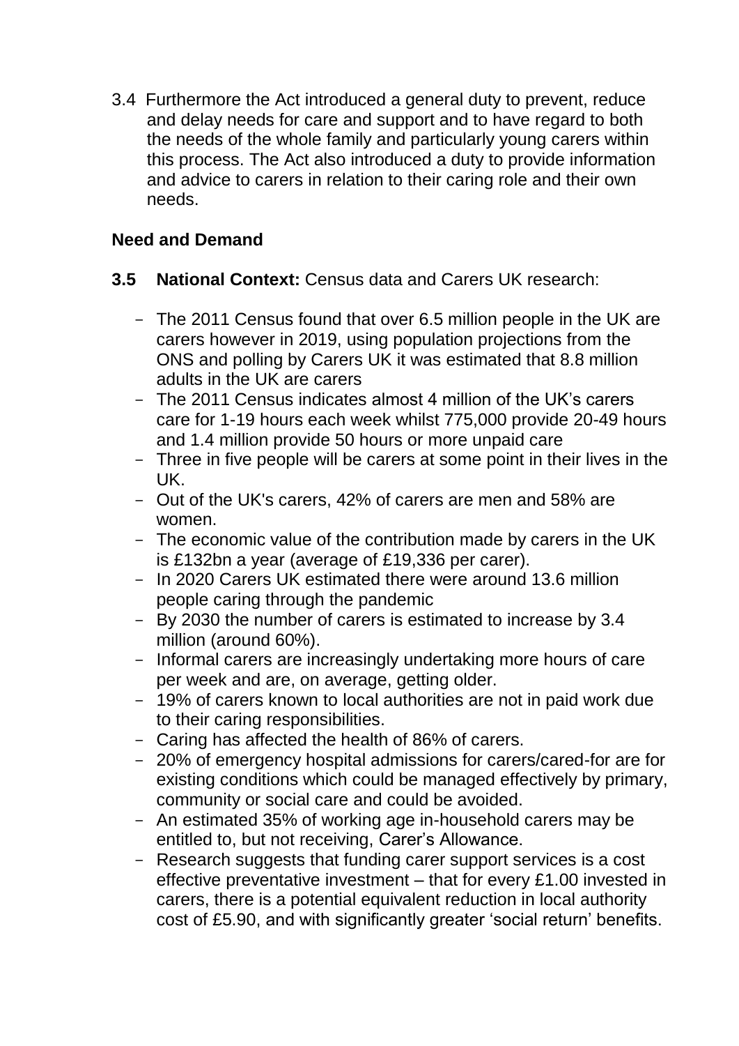3.4 Furthermore the Act introduced a general duty to prevent, reduce and delay needs for care and support and to have regard to both the needs of the whole family and particularly young carers within this process. The Act also introduced a duty to provide information and advice to carers in relation to their caring role and their own needs.

**Need and Demand**

**3.5 National Context:** Census data and Carers UK research:

- The 2011 Census found that over 6.5 million people in the UK are carers however in 2019, using population projections from the ONS and polling by Carers UK it was estimated that 8.8 million adults in the UK are carers
- The 2011 Census indicates almost 4 million of the UK's carers care for 1-19 hours each week whilst 775,000 provide 20-49 hours and 1.4 million provide 50 hours or more unpaid care
- Three in five people will be carers at some point in their lives in the UK.
- Out of the UK's carers, 42% of carers are men and 58% are women.
- The economic value of the contribution made by carers in the UK is £132bn a year (average of £19,336 per carer).
- In 2020 Carers UK estimated there were around 13.6 million people caring through the pandemic
- By 2030 the number of carers is estimated to increase by 3.4 million (around 60%).
- Informal carers are increasingly undertaking more hours of care per week and are, on average, getting older.
- 19% of carers known to local authorities are not in paid work due to their caring responsibilities.
- Caring has affected the health of 86% of carers.
- 20% of emergency hospital admissions for carers/cared-for are for existing conditions which could be managed effectively by primary, community or social care and could be avoided.
- An estimated 35% of working age in-household carers may be entitled to, but not receiving, Carer's Allowance.
- Research suggests that funding carer support services is a cost effective preventative investment – that for every £1.00 invested in carers, there is a potential equivalent reduction in local authority cost of £5.90, and with significantly greater 'social return' benefits.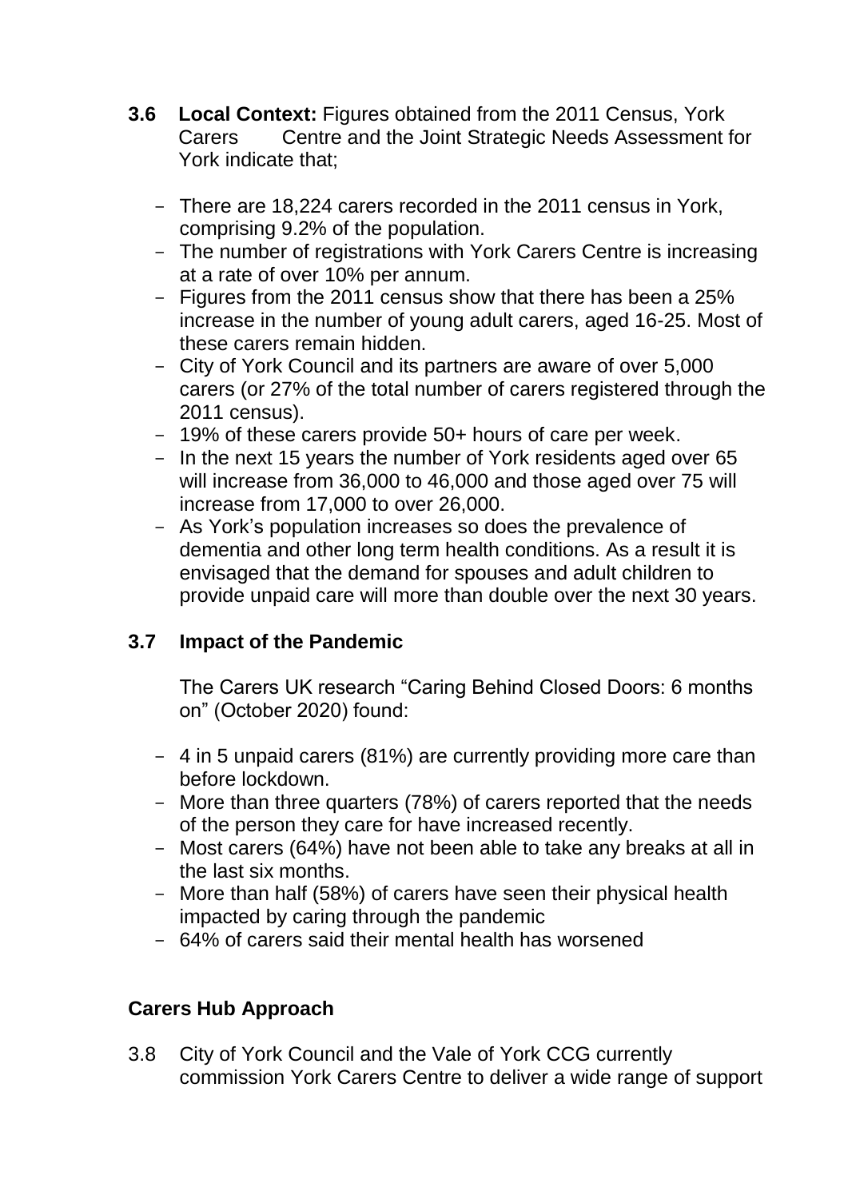**3.6 Local Context:** Figures obtained from the 2011 Census, York Carers Centre and the Joint Strategic Needs Assessment for York indicate that;

- There are 18,224 carers recorded in the 2011 census in York, comprising 9.2% of the population.
- The number of registrations with York Carers Centre is increasing at a rate of over 10% per annum.
- Figures from the 2011 census show that there has been a 25% increase in the number of young adult carers, aged 16-25. Most of these carers remain hidden.
- City of York Council and its partners are aware of over 5,000 carers (or 27% of the total number of carers registered through the 2011 census).
- 19% of these carers provide 50+ hours of care per week.
- In the next 15 years the number of York residents aged over 65 will increase from 36,000 to 46,000 and those aged over 75 will increase from 17,000 to over 26,000.
- As York's population increases so does the prevalence of dementia and other long term health conditions. As a result it is envisaged that the demand for spouses and adult children to provide unpaid care will more than double over the next 30 years.

**3.7 Impact of the Pandemic**

The Carers UK research "Caring Behind Closed Doors: 6 months on" (October 2020) found:

- 4 in 5 unpaid carers (81%) are currently providing more care than before lockdown.
- More than three quarters (78%) of carers reported that the needs of the person they care for have increased recently.
- Most carers (64%) have not been able to take any breaks at all in the last six months.
- More than half (58%) of carers have seen their physical health impacted by caring through the pandemic
- 64% of carers said their mental health has worsened

**Carers Hub Approach**

3.8 City of York Council and the Vale of York CCG currently commission York Carers Centre to deliver a wide range of support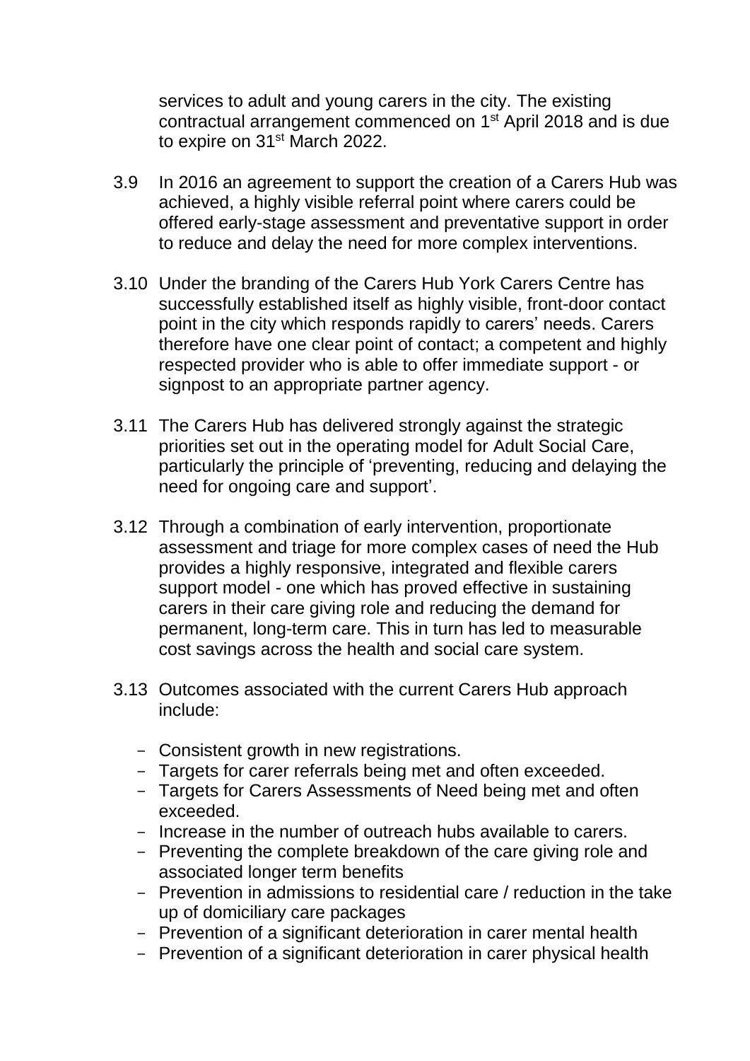services to adult and young carers in the city. The existing contractual arrangement commenced on 1st April 2018 and is due to expire on 31st March 2022.

3.9 In 2016 an agreement to support the creation of a Carers Hub was achieved, a highly visible referral point where carers could be offered early-stage assessment and preventative support in order to reduce and delay the need for more complex interventions.

3.10 Under the branding of the Carers Hub York Carers Centre has successfully established itself as highly visible, front-door contact point in the city which responds rapidly to carers' needs. Carers therefore have one clear point of contact; a competent and highly respected provider who is able to offer immediate support - or signpost to an appropriate partner agency.

3.11 The Carers Hub has delivered strongly against the strategic priorities set out in the operating model for Adult Social Care, particularly the principle of 'preventing, reducing and delaying the need for ongoing care and support'.

3.12 Through a combination of early intervention, proportionate assessment and triage for more complex cases of need the Hub provides a highly responsive, integrated and flexible carers support model - one which has proved effective in sustaining carers in their care giving role and reducing the demand for permanent, long-term care. This in turn has led to measurable cost savings across the health and social care system.

3.13 Outcomes associated with the current Carers Hub approach include:

- Consistent growth in new registrations.
- Targets for carer referrals being met and often exceeded.
- Targets for Carers Assessments of Need being met and often exceeded.
- Increase in the number of outreach hubs available to carers.
- Preventing the complete breakdown of the care giving role and associated longer term benefits
- Prevention in admissions to residential care / reduction in the take up of domiciliary care packages
- Prevention of a significant deterioration in carer mental health
- Prevention of a significant deterioration in carer physical health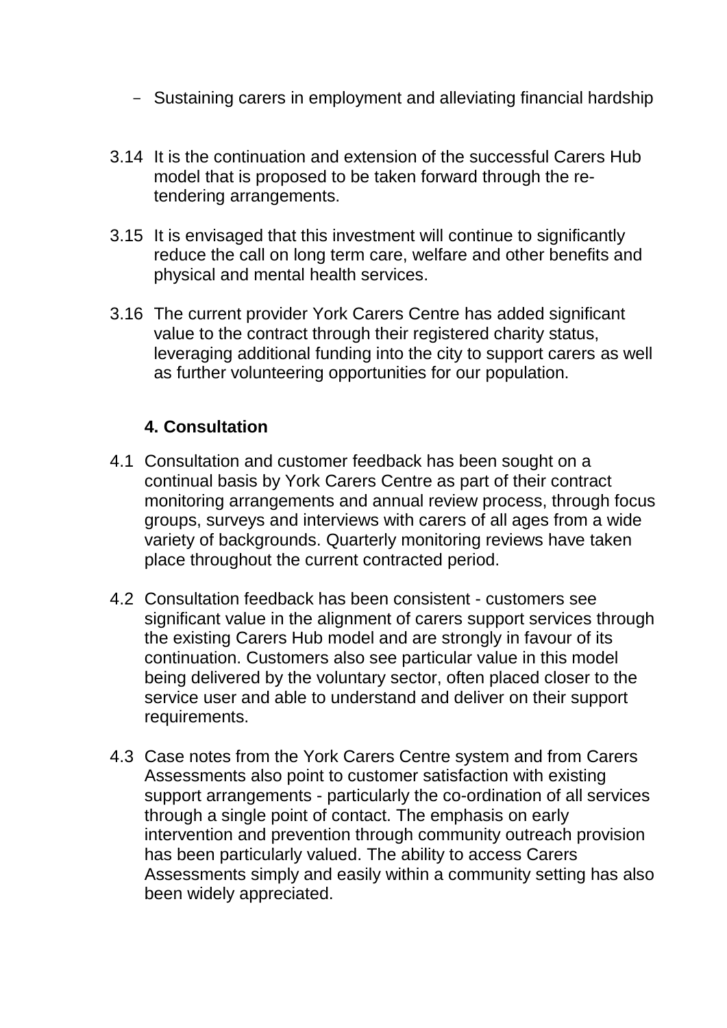- Sustaining carers in employment and alleviating financial hardship

3.14 It is the continuation and extension of the successful Carers Hub model that is proposed to be taken forward through the re-tendering arrangements.

3.15 It is envisaged that this investment will continue to significantly reduce the call on long term care, welfare and other benefits and physical and mental health services.

3.16 The current provider York Carers Centre has added significant value to the contract through their registered charity status, leveraging additional funding into the city to support carers as well as further volunteering opportunities for our population.

## 4. Consultation

4.1 Consultation and customer feedback has been sought on a continual basis by York Carers Centre as part of their contract monitoring arrangements and annual review process, through focus groups, surveys and interviews with carers of all ages from a wide variety of backgrounds. Quarterly monitoring reviews have taken place throughout the current contracted period.

4.2 Consultation feedback has been consistent - customers see significant value in the alignment of carers support services through the existing Carers Hub model and are strongly in favour of its continuation. Customers also see particular value in this model being delivered by the voluntary sector, often placed closer to the service user and able to understand and deliver on their support requirements.

4.3 Case notes from the York Carers Centre system and from Carers Assessments also point to customer satisfaction with existing support arrangements - particularly the co-ordination of all services through a single point of contact. The emphasis on early intervention and prevention through community outreach provision has been particularly valued. The ability to access Carers Assessments simply and easily within a community setting has also been widely appreciated.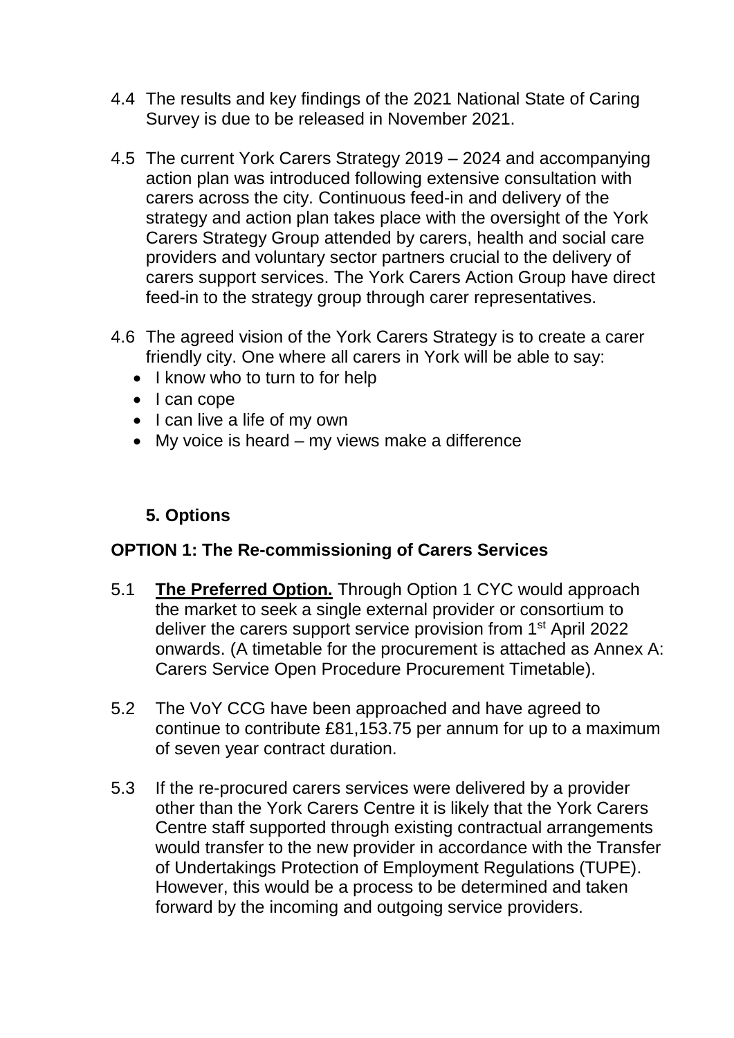4.4 The results and key findings of the 2021 National State of Caring Survey is due to be released in November 2021.

4.5 The current York Carers Strategy 2019 – 2024 and accompanying action plan was introduced following extensive consultation with carers across the city. Continuous feed-in and delivery of the strategy and action plan takes place with the oversight of the York Carers Strategy Group attended by carers, health and social care providers and voluntary sector partners crucial to the delivery of carers support services. The York Carers Action Group have direct feed-in to the strategy group through carer representatives.

4.6 The agreed vision of the York Carers Strategy is to create a carer friendly city. One where all carers in York will be able to say:

- I know who to turn to for help
- I can cope
- I can live a life of my own
- My voice is heard – my views make a difference

## 5. Options

### OPTION 1: The Re-commissioning of Carers Services

5.1 **The Preferred Option.** Through Option 1 CYC would approach the market to seek a single external provider or consortium to deliver the carers support service provision from 1st April 2022 onwards. (A timetable for the procurement is attached as Annex A: Carers Service Open Procedure Procurement Timetable).

5.2 The VoY CCG have been approached and have agreed to continue to contribute £81,153.75 per annum for up to a maximum of seven year contract duration.

5.3 If the re-procured carers services were delivered by a provider other than the York Carers Centre it is likely that the York Carers Centre staff supported through existing contractual arrangements would transfer to the new provider in accordance with the Transfer of Undertakings Protection of Employment Regulations (TUPE). However, this would be a process to be determined and taken forward by the incoming and outgoing service providers.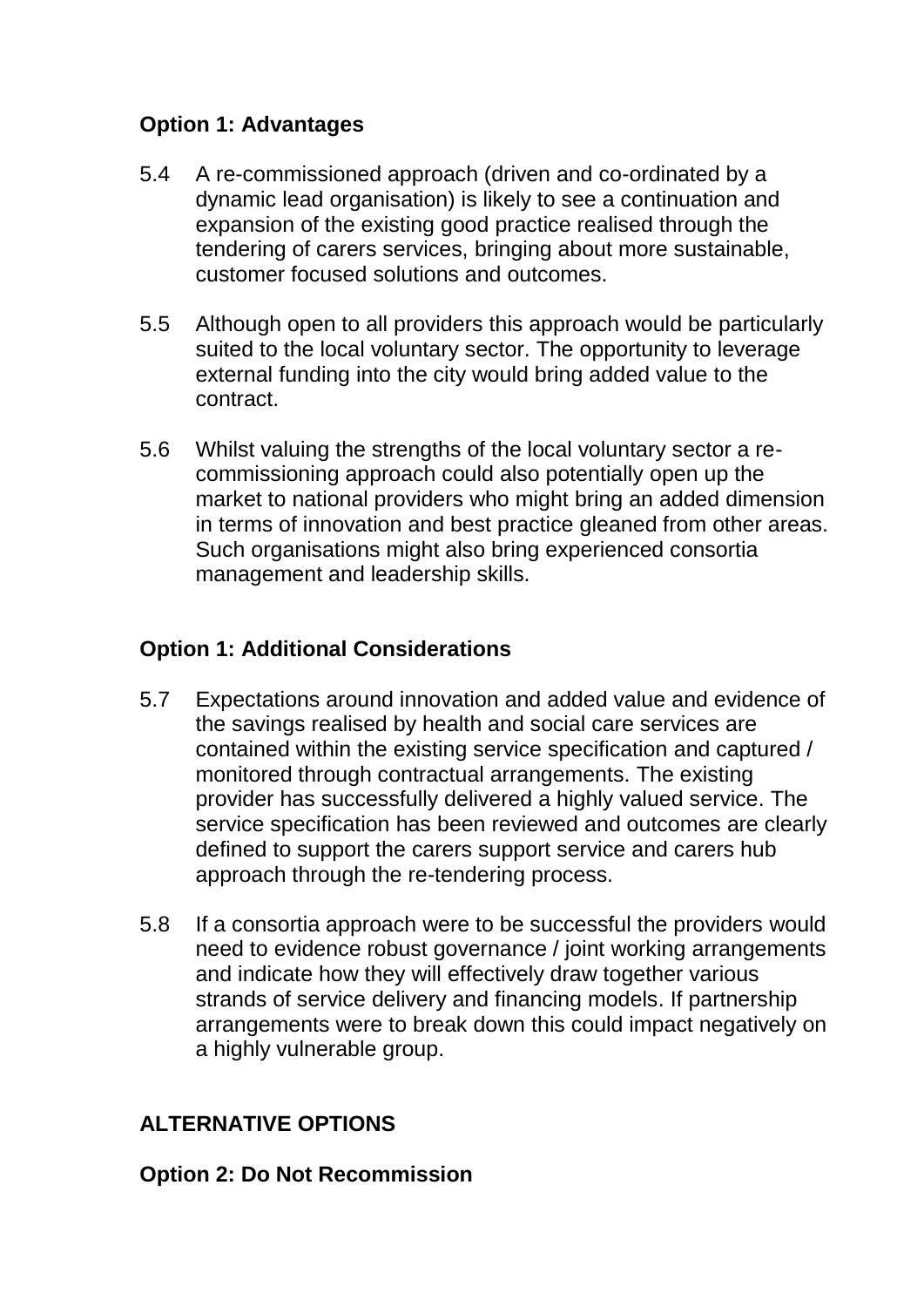**Option 1: Advantages**

5.4 A re-commissioned approach (driven and co-ordinated by a dynamic lead organisation) is likely to see a continuation and expansion of the existing good practice realised through the tendering of carers services, bringing about more sustainable, customer focused solutions and outcomes.

5.5 Although open to all providers this approach would be particularly suited to the local voluntary sector. The opportunity to leverage external funding into the city would bring added value to the contract.

5.6 Whilst valuing the strengths of the local voluntary sector a re-commissioning approach could also potentially open up the market to national providers who might bring an added dimension in terms of innovation and best practice gleaned from other areas. Such organisations might also bring experienced consortia management and leadership skills.

**Option 1: Additional Considerations**

5.7 Expectations around innovation and added value and evidence of the savings realised by health and social care services are contained within the existing service specification and captured / monitored through contractual arrangements. The existing provider has successfully delivered a highly valued service. The service specification has been reviewed and outcomes are clearly defined to support the carers support service and carers hub approach through the re-tendering process.

5.8 If a consortia approach were to be successful the providers would need to evidence robust governance / joint working arrangements and indicate how they will effectively draw together various strands of service delivery and financing models. If partnership arrangements were to break down this could impact negatively on a highly vulnerable group.

**ALTERNATIVE OPTIONS**

**Option 2: Do Not Recommission**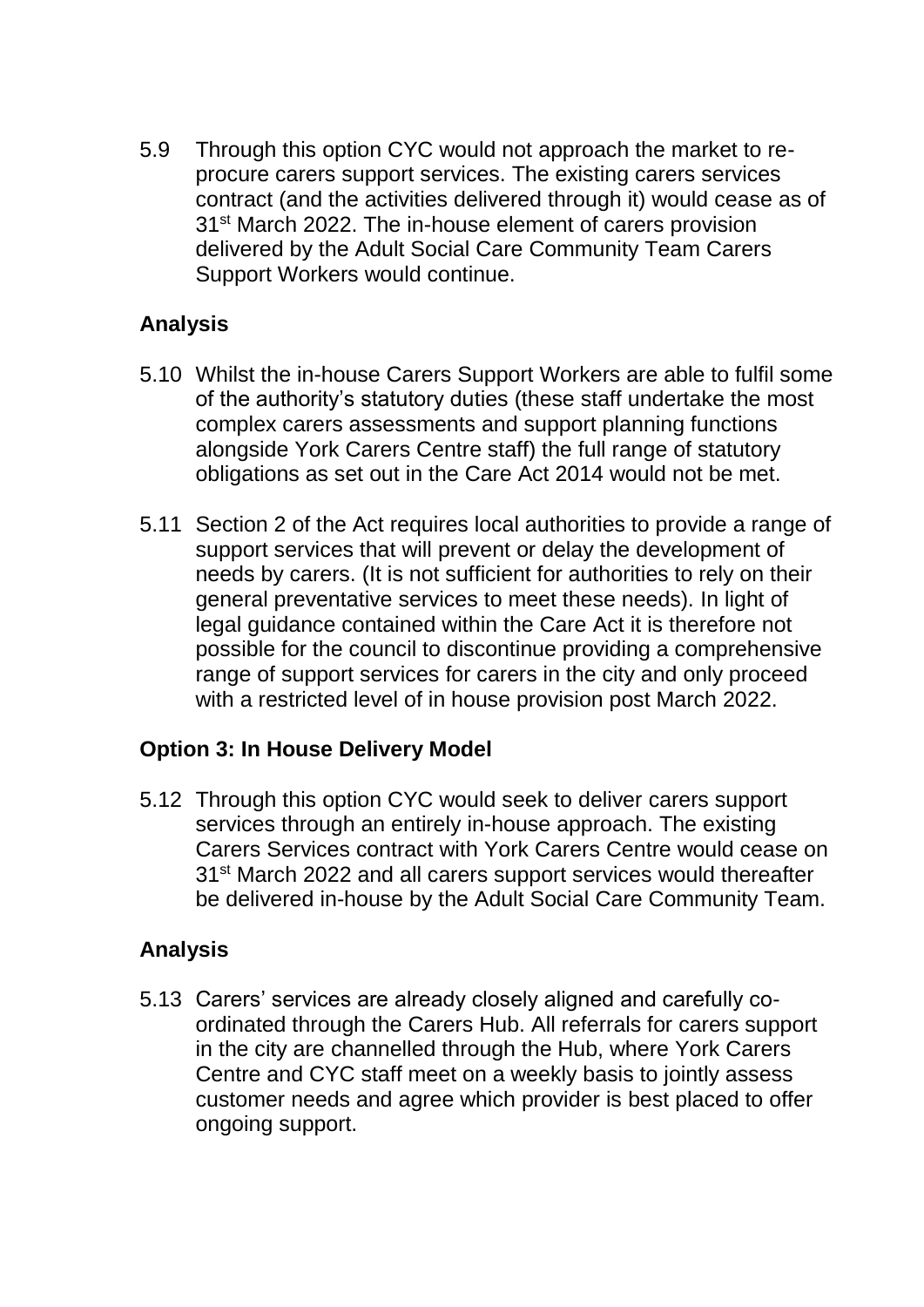5.9 Through this option CYC would not approach the market to re-procure carers support services. The existing carers services contract (and the activities delivered through it) would cease as of 31st March 2022. The in-house element of carers provision delivered by the Adult Social Care Community Team Carers Support Workers would continue.

### Analysis

5.10 Whilst the in-house Carers Support Workers are able to fulfil some of the authority's statutory duties (these staff undertake the most complex carers assessments and support planning functions alongside York Carers Centre staff) the full range of statutory obligations as set out in the Care Act 2014 would not be met.

5.11 Section 2 of the Act requires local authorities to provide a range of support services that will prevent or delay the development of needs by carers. (It is not sufficient for authorities to rely on their general preventative services to meet these needs). In light of legal guidance contained within the Care Act it is therefore not possible for the council to discontinue providing a comprehensive range of support services for carers in the city and only proceed with a restricted level of in house provision post March 2022.

### Option 3: In House Delivery Model

5.12 Through this option CYC would seek to deliver carers support services through an entirely in-house approach. The existing Carers Services contract with York Carers Centre would cease on 31st March 2022 and all carers support services would thereafter be delivered in-house by the Adult Social Care Community Team.

### Analysis

5.13 Carers' services are already closely aligned and carefully co-ordinated through the Carers Hub. All referrals for carers support in the city are channelled through the Hub, where York Carers Centre and CYC staff meet on a weekly basis to jointly assess customer needs and agree which provider is best placed to offer ongoing support.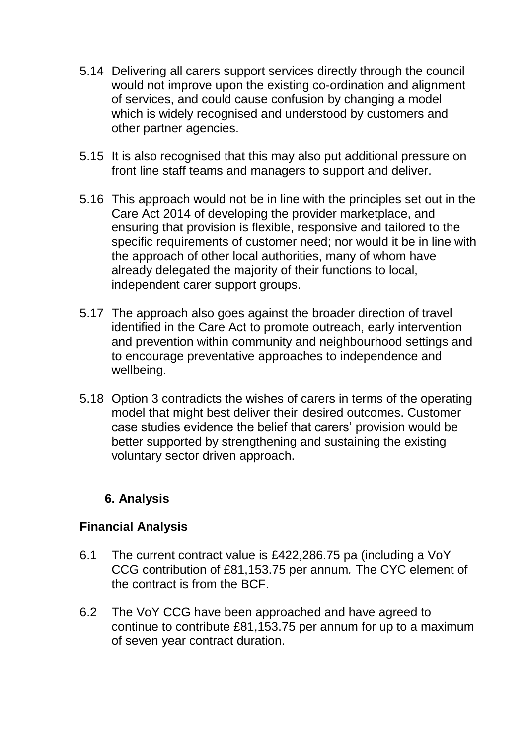5.14 Delivering all carers support services directly through the council would not improve upon the existing co-ordination and alignment of services, and could cause confusion by changing a model which is widely recognised and understood by customers and other partner agencies.

5.15 It is also recognised that this may also put additional pressure on front line staff teams and managers to support and deliver.

5.16 This approach would not be in line with the principles set out in the Care Act 2014 of developing the provider marketplace, and ensuring that provision is flexible, responsive and tailored to the specific requirements of customer need; nor would it be in line with the approach of other local authorities, many of whom have already delegated the majority of their functions to local, independent carer support groups.

5.17 The approach also goes against the broader direction of travel identified in the Care Act to promote outreach, early intervention and prevention within community and neighbourhood settings and to encourage preventative approaches to independence and wellbeing.

5.18 Option 3 contradicts the wishes of carers in terms of the operating model that might best deliver their desired outcomes. Customer case studies evidence the belief that carers' provision would be better supported by strengthening and sustaining the existing voluntary sector driven approach.

## 6. Analysis

### Financial Analysis

6.1 The current contract value is £422,286.75 pa (including a VoY CCG contribution of £81,153.75 per annum*.* The CYC element of the contract is from the BCF.

6.2 The VoY CCG have been approached and have agreed to continue to contribute £81,153.75 per annum for up to a maximum of seven year contract duration.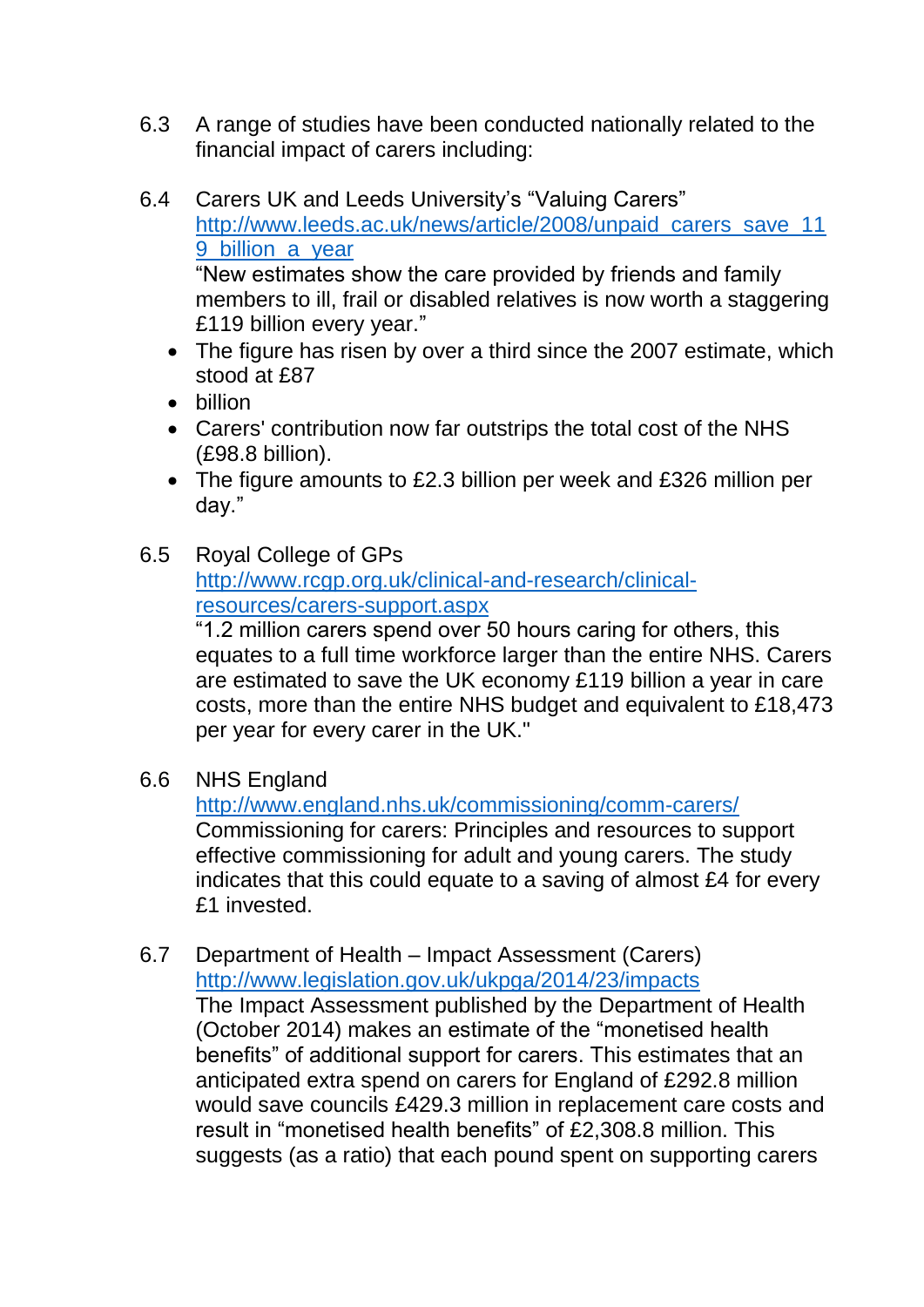6.3 A range of studies have been conducted nationally related to the financial impact of carers including:

6.4 Carers UK and Leeds University's "Valuing Carers" http://www.leeds.ac.uk/news/article/2008/unpaid_carers_save_119_billion_a_year
"New estimates show the care provided by friends and family members to ill, frail or disabled relatives is now worth a staggering £119 billion every year."

- The figure has risen by over a third since the 2007 estimate, which stood at £87
- billion
- Carers' contribution now far outstrips the total cost of the NHS (£98.8 billion).
- The figure amounts to £2.3 billion per week and £326 million per day."

6.5 Royal College of GPs
http://www.rcgp.org.uk/clinical-and-research/clinical-resources/carers-support.aspx
"1.2 million carers spend over 50 hours caring for others, this equates to a full time workforce larger than the entire NHS. Carers are estimated to save the UK economy £119 billion a year in care costs, more than the entire NHS budget and equivalent to £18,473 per year for every carer in the UK."

6.6 NHS England
http://www.england.nhs.uk/commissioning/comm-carers/
Commissioning for carers: Principles and resources to support effective commissioning for adult and young carers. The study indicates that this could equate to a saving of almost £4 for every £1 invested.

6.7 Department of Health – Impact Assessment (Carers)
http://www.legislation.gov.uk/ukpga/2014/23/impacts
The Impact Assessment published by the Department of Health (October 2014) makes an estimate of the "monetised health benefits" of additional support for carers. This estimates that an anticipated extra spend on carers for England of £292.8 million would save councils £429.3 million in replacement care costs and result in "monetised health benefits" of £2,308.8 million. This suggests (as a ratio) that each pound spent on supporting carers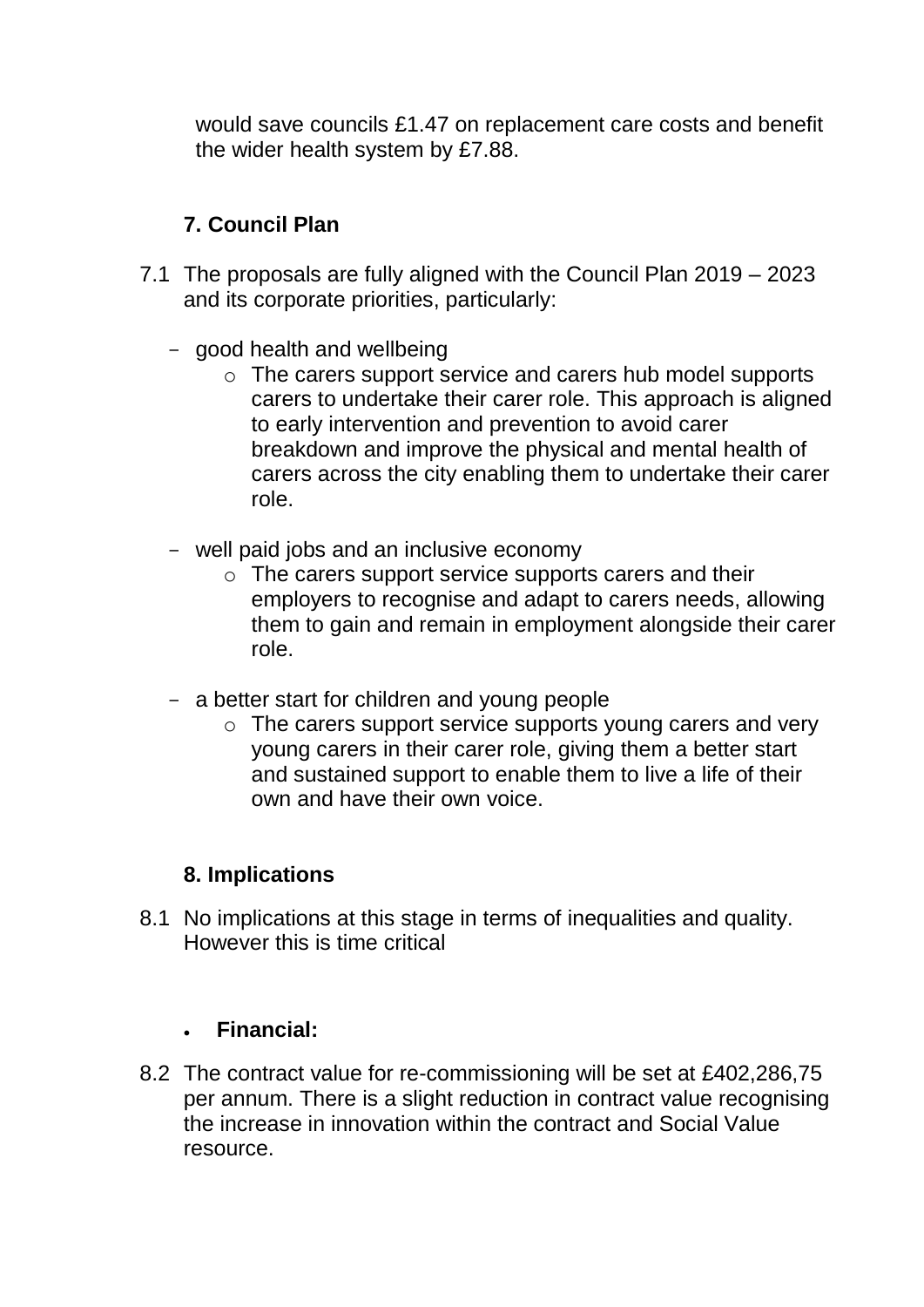would save councils £1.47 on replacement care costs and benefit the wider health system by £7.88.

## 7. Council Plan

7.1 The proposals are fully aligned with the Council Plan 2019 – 2023 and its corporate priorities, particularly:

- good health and wellbeing
  - The carers support service and carers hub model supports carers to undertake their carer role. This approach is aligned to early intervention and prevention to avoid carer breakdown and improve the physical and mental health of carers across the city enabling them to undertake their carer role.
- well paid jobs and an inclusive economy
  - The carers support service supports carers and their employers to recognise and adapt to carers needs, allowing them to gain and remain in employment alongside their carer role.
- a better start for children and young people
  - The carers support service supports young carers and very young carers in their carer role, giving them a better start and sustained support to enable them to live a life of their own and have their own voice.

## 8. Implications

8.1 No implications at this stage in terms of inequalities and quality. However this is time critical

- **Financial:**

8.2 The contract value for re-commissioning will be set at £402,286,75 per annum. There is a slight reduction in contract value recognising the increase in innovation within the contract and Social Value resource.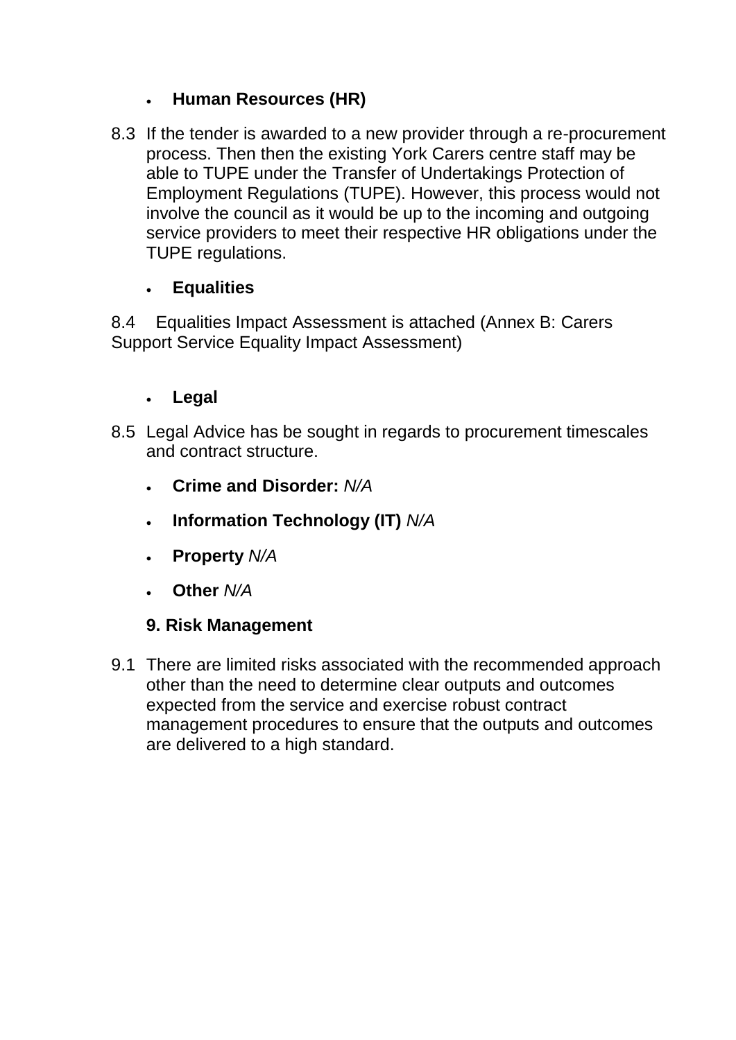- **Human Resources (HR)**

8.3 If the tender is awarded to a new provider through a re-procurement process. Then then the existing York Carers centre staff may be able to TUPE under the Transfer of Undertakings Protection of Employment Regulations (TUPE). However, this process would not involve the council as it would be up to the incoming and outgoing service providers to meet their respective HR obligations under the TUPE regulations.

- **Equalities**

8.4 Equalities Impact Assessment is attached (Annex B: Carers Support Service Equality Impact Assessment)

- **Legal**

8.5 Legal Advice has be sought in regards to procurement timescales and contract structure.

- **Crime and Disorder:** *N/A*
- **Information Technology (IT)** *N/A*
- **Property** *N/A*
- **Other** *N/A*

**9. Risk Management**

9.1 There are limited risks associated with the recommended approach other than the need to determine clear outputs and outcomes expected from the service and exercise robust contract management procedures to ensure that the outputs and outcomes are delivered to a high standard.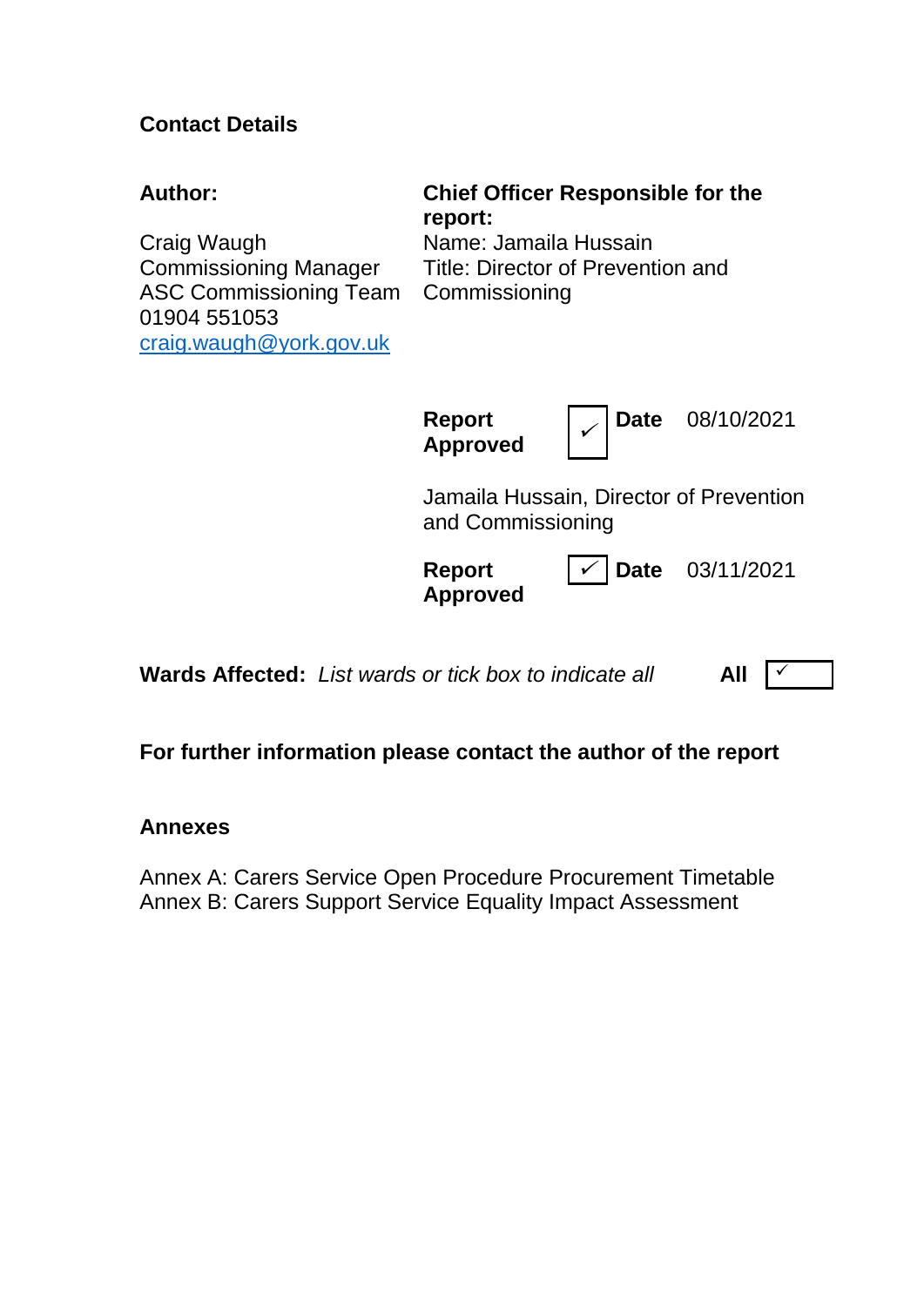**Contact Details**

| | |
|---|---|
| **Author:** | **Chief Officer Responsible for the report:** |
| Craig Waugh<br>Commissioning Manager<br>ASC Commissioning Team<br>01904 551053<br>craig.waugh@york.gov.uk | Name: Jamaila Hussain<br>Title: Director of Prevention and Commissioning |
| | **Report Approved** ✓ **Date** 08/10/2021 |
| | Jamaila Hussain, Director of Prevention and Commissioning |
| | **Report Approved** ✓ **Date** 03/11/2021 |

**Wards Affected:** *List wards or tick box to indicate all* **All** ✓

**For further information please contact the author of the report**

**Annexes**

Annex A: Carers Service Open Procedure Procurement Timetable
Annex B: Carers Support Service Equality Impact Assessment